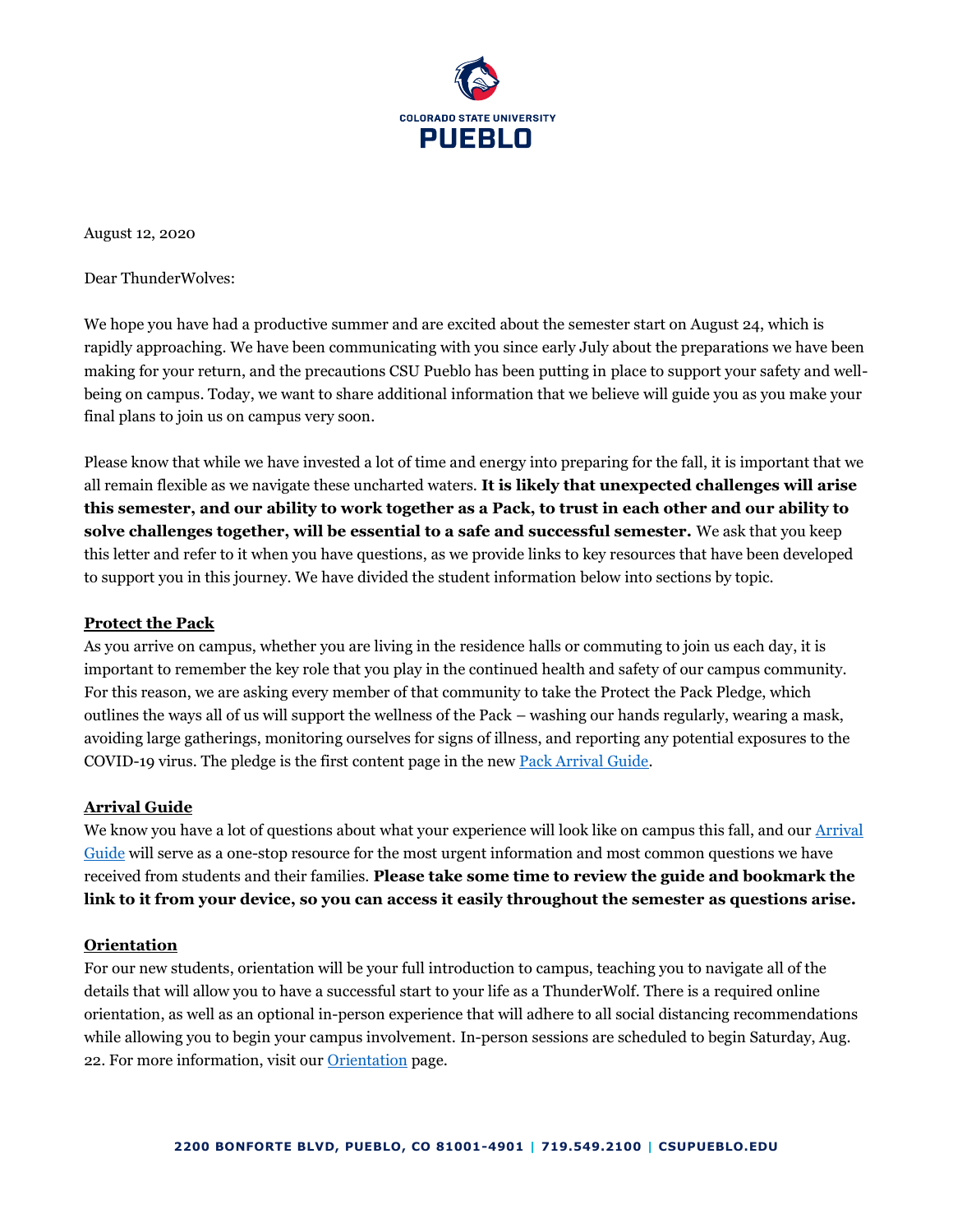August 12, 2020

Dear ThunderWolves:

We hope you have had a productive summer and are excited about the semester start on August 24, which is rapidly approaching. We have been communicating with you since early July about the preparations we have been making for your return, and the precautions CSU Pueblo has been putting in place to support your safety and well-being on campus. Today, we want to share additional information that we believe will guide you as you make your final plans to join us on campus very soon.

Please know that while we have invested a lot of time and energy into preparing for the fall, it is important that we all remain flexible as we navigate these uncharted waters. **It is likely that unexpected challenges will arise this semester, and our ability to work together as a Pack, to trust in each other and our ability to solve challenges together, will be essential to a safe and successful semester.** We ask that you keep this letter and refer to it when you have questions, as we provide links to key resources that have been developed to support you in this journey. We have divided the student information below into sections by topic.

## Protect the Pack

As you arrive on campus, whether you are living in the residence halls or commuting to join us each day, it is important to remember the key role that you play in the continued health and safety of our campus community. For this reason, we are asking every member of that community to take the Protect the Pack Pledge, which outlines the ways all of us will support the wellness of the Pack – washing our hands regularly, wearing a mask, avoiding large gatherings, monitoring ourselves for signs of illness, and reporting any potential exposures to the COVID-19 virus. The pledge is the first content page in the new Pack Arrival Guide.

## Arrival Guide

We know you have a lot of questions about what your experience will look like on campus this fall, and our Arrival Guide will serve as a one-stop resource for the most urgent information and most common questions we have received from students and their families. **Please take some time to review the guide and bookmark the link to it from your device, so you can access it easily throughout the semester as questions arise.**

## Orientation

For our new students, orientation will be your full introduction to campus, teaching you to navigate all of the details that will allow you to have a successful start to your life as a ThunderWolf. There is a required online orientation, as well as an optional in-person experience that will adhere to all social distancing recommendations while allowing you to begin your campus involvement. In-person sessions are scheduled to begin Saturday, Aug. 22. For more information, visit our Orientation page.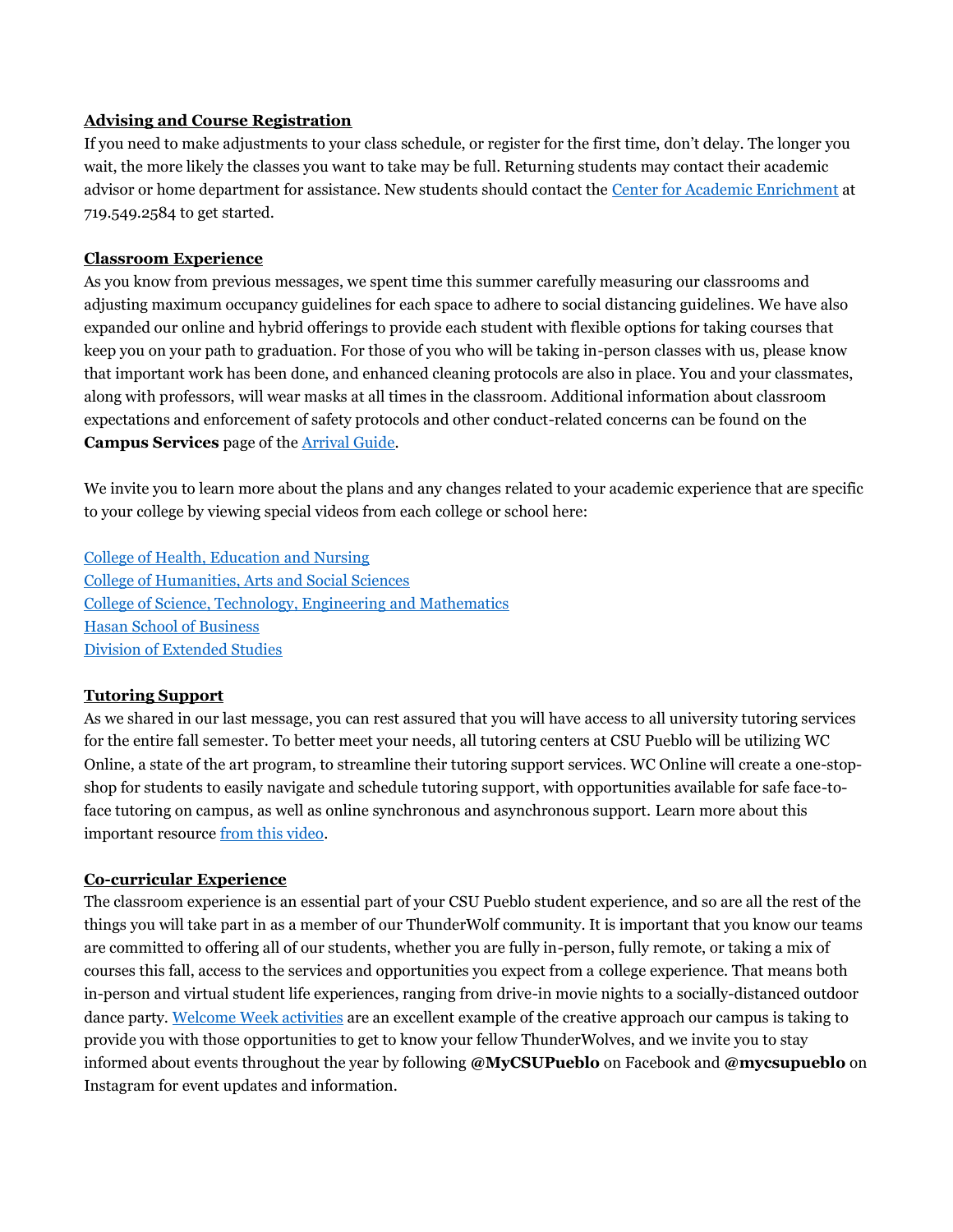**Advising and Course Registration**

If you need to make adjustments to your class schedule, or register for the first time, don't delay. The longer you wait, the more likely the classes you want to take may be full. Returning students may contact their academic advisor or home department for assistance. New students should contact the Center for Academic Enrichment at 719.549.2584 to get started.

**Classroom Experience**

As you know from previous messages, we spent time this summer carefully measuring our classrooms and adjusting maximum occupancy guidelines for each space to adhere to social distancing guidelines. We have also expanded our online and hybrid offerings to provide each student with flexible options for taking courses that keep you on your path to graduation. For those of you who will be taking in-person classes with us, please know that important work has been done, and enhanced cleaning protocols are also in place. You and your classmates, along with professors, will wear masks at all times in the classroom. Additional information about classroom expectations and enforcement of safety protocols and other conduct-related concerns can be found on the **Campus Services** page of the Arrival Guide.

We invite you to learn more about the plans and any changes related to your academic experience that are specific to your college by viewing special videos from each college or school here:

College of Health, Education and Nursing
College of Humanities, Arts and Social Sciences
College of Science, Technology, Engineering and Mathematics
Hasan School of Business
Division of Extended Studies

**Tutoring Support**

As we shared in our last message, you can rest assured that you will have access to all university tutoring services for the entire fall semester. To better meet your needs, all tutoring centers at CSU Pueblo will be utilizing WC Online, a state of the art program, to streamline their tutoring support services. WC Online will create a one-stop-shop for students to easily navigate and schedule tutoring support, with opportunities available for safe face-to-face tutoring on campus, as well as online synchronous and asynchronous support. Learn more about this important resource from this video.

**Co-curricular Experience**

The classroom experience is an essential part of your CSU Pueblo student experience, and so are all the rest of the things you will take part in as a member of our ThunderWolf community. It is important that you know our teams are committed to offering all of our students, whether you are fully in-person, fully remote, or taking a mix of courses this fall, access to the services and opportunities you expect from a college experience. That means both in-person and virtual student life experiences, ranging from drive-in movie nights to a socially-distanced outdoor dance party. Welcome Week activities are an excellent example of the creative approach our campus is taking to provide you with those opportunities to get to know your fellow ThunderWolves, and we invite you to stay informed about events throughout the year by following **@MyCSUPueblo** on Facebook and **@mycsupueblo** on Instagram for event updates and information.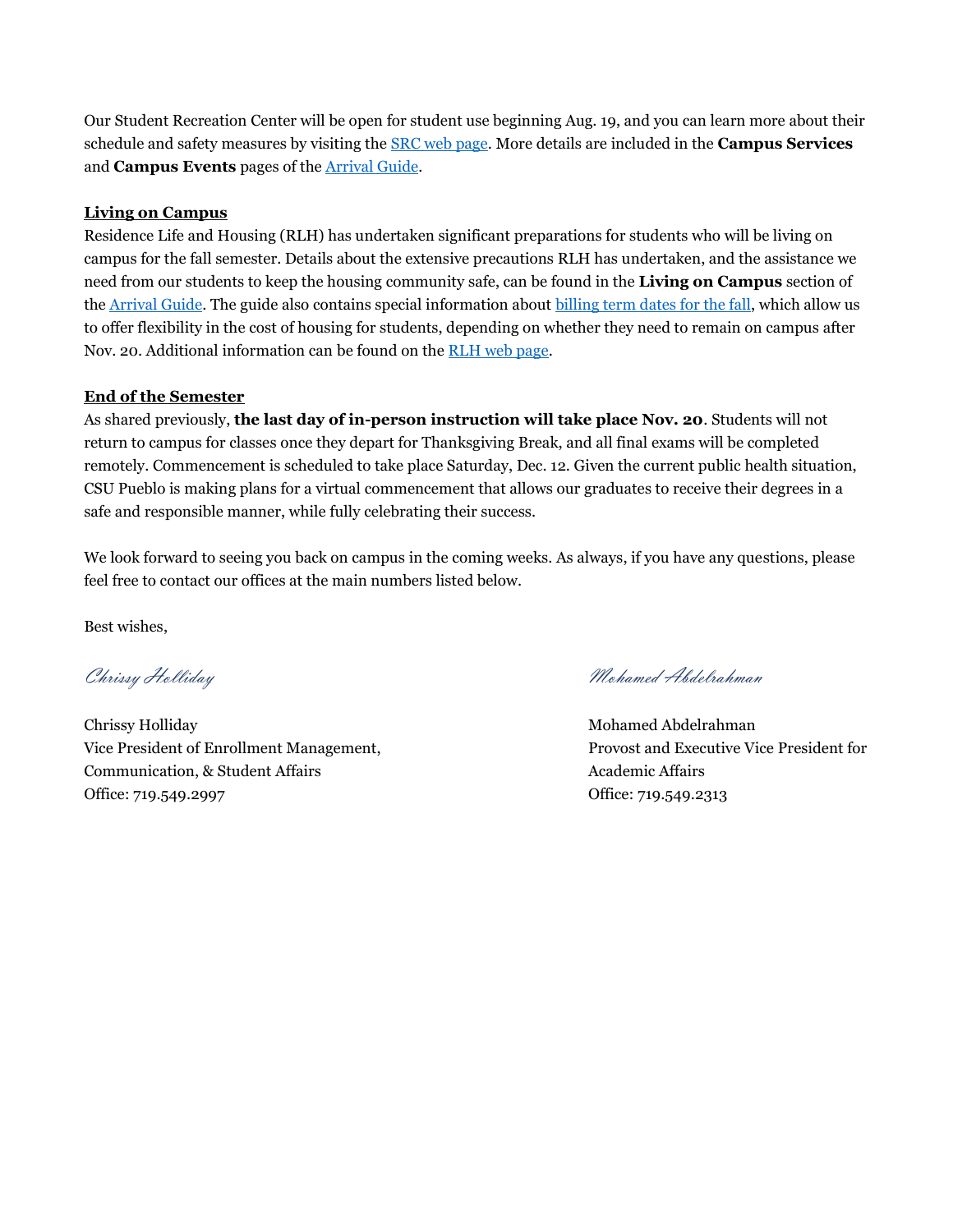Our Student Recreation Center will be open for student use beginning Aug. 19, and you can learn more about their schedule and safety measures by visiting the [SRC web page](). More details are included in the **Campus Services** and **Campus Events** pages of the [Arrival Guide]().

**Living on Campus**

Residence Life and Housing (RLH) has undertaken significant preparations for students who will be living on campus for the fall semester. Details about the extensive precautions RLH has undertaken, and the assistance we need from our students to keep the housing community safe, can be found in the **Living on Campus** section of the [Arrival Guide](). The guide also contains special information about [billing term dates for the fall](), which allow us to offer flexibility in the cost of housing for students, depending on whether they need to remain on campus after Nov. 20. Additional information can be found on the [RLH web page]().

**End of the Semester**

As shared previously, **the last day of in-person instruction will take place Nov. 20**. Students will not return to campus for classes once they depart for Thanksgiving Break, and all final exams will be completed remotely. Commencement is scheduled to take place Saturday, Dec. 12. Given the current public health situation, CSU Pueblo is making plans for a virtual commencement that allows our graduates to receive their degrees in a safe and responsible manner, while fully celebrating their success.

We look forward to seeing you back on campus in the coming weeks. As always, if you have any questions, please feel free to contact our offices at the main numbers listed below.

Best wishes,

*Chrissy Holliday*

Chrissy Holliday
Vice President of Enrollment Management, Communication, & Student Affairs
Office: 719.549.2997

*Mohamed Abdelrahman*

Mohamed Abdelrahman
Provost and Executive Vice President for Academic Affairs
Office: 719.549.2313